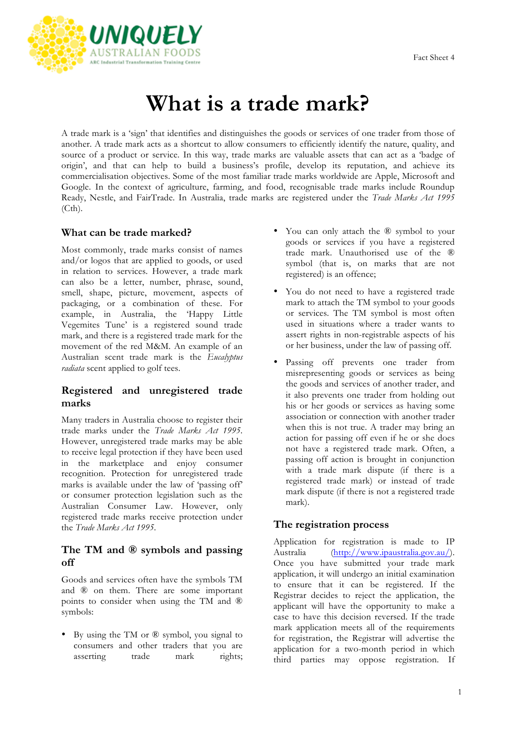# What is a trade mark?

A trade mark is a 'sign' that identifies and distinguishes the goods or services of one trader from those of another. A trade mark acts as a shortcut to allow consumers to efficiently identify the nature, quality, and source of a product or service. In this way, trade marks are valuable assets that can act as a 'badge of origin', and that can help to build a business's profile, develop its reputation, and achieve its commercialisation objectives. Some of the most familiar trade marks worldwide are Apple, Microsoft and Google. In the context of agriculture, farming, and food, recognisable trade marks include Roundup Ready, Nestle, and FairTrade. In Australia, trade marks are registered under the *Trade Marks Act 1995* (Cth).

## What can be trade marked?

Most commonly, trade marks consist of names and/or logos that are applied to goods, or used in relation to services. However, a trade mark can also be a letter, number, phrase, sound, smell, shape, picture, movement, aspects of packaging, or a combination of these. For example, in Australia, the 'Happy Little Vegemites Tune' is a registered sound trade mark, and there is a registered trade mark for the movement of the red M&M. An example of an Australian scent trade mark is the *Eucalyptus radiata* scent applied to golf tees.

## Registered and unregistered trade marks

Many traders in Australia choose to register their trade marks under the *Trade Marks Act 1995*. However, unregistered trade marks may be able to receive legal protection if they have been used in the marketplace and enjoy consumer recognition. Protection for unregistered trade marks is available under the law of 'passing off' or consumer protection legislation such as the Australian Consumer Law. However, only registered trade marks receive protection under the *Trade Marks Act 1995*.

## The TM and ® symbols and passing off

Goods and services often have the symbols TM and ® on them. There are some important points to consider when using the TM and ® symbols:

- By using the TM or ® symbol, you signal to consumers and other traders that you are asserting trade mark rights;
- You can only attach the ® symbol to your goods or services if you have a registered trade mark. Unauthorised use of the ® symbol (that is, on marks that are not registered) is an offence;
- You do not need to have a registered trade mark to attach the TM symbol to your goods or services. The TM symbol is most often used in situations where a trader wants to assert rights in non-registrable aspects of his or her business, under the law of passing off.
- Passing off prevents one trader from misrepresenting goods or services as being the goods and services of another trader, and it also prevents one trader from holding out his or her goods or services as having some association or connection with another trader when this is not true. A trader may bring an action for passing off even if he or she does not have a registered trade mark. Often, a passing off action is brought in conjunction with a trade mark dispute (if there is a registered trade mark) or instead of trade mark dispute (if there is not a registered trade mark).

## The registration process

Application for registration is made to IP Australia (http://www.ipaustralia.gov.au/). Once you have submitted your trade mark application, it will undergo an initial examination to ensure that it can be registered. If the Registrar decides to reject the application, the applicant will have the opportunity to make a case to have this decision reversed. If the trade mark application meets all of the requirements for registration, the Registrar will advertise the application for a two-month period in which third parties may oppose registration. If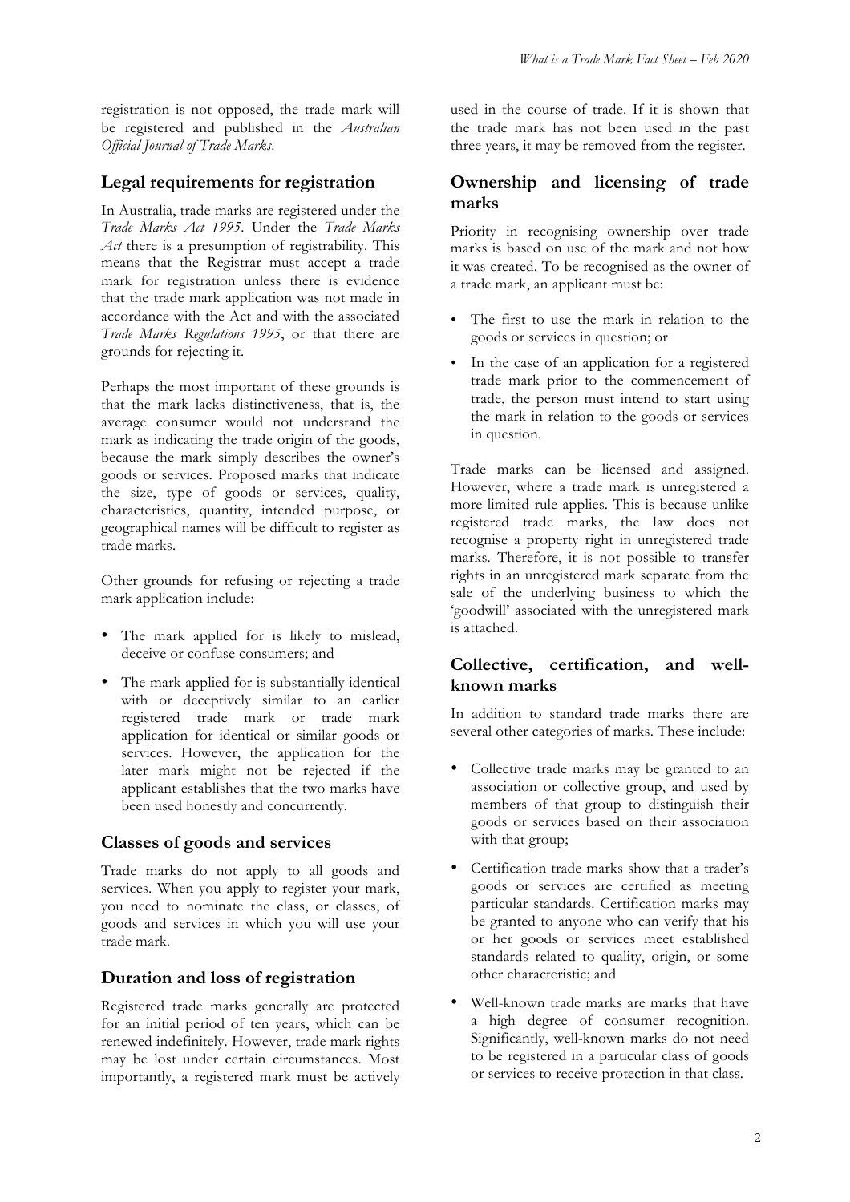registration is not opposed, the trade mark will be registered and published in the *Australian Official Journal of Trade Marks*.

## Legal requirements for registration

In Australia, trade marks are registered under the *Trade Marks Act 1995*. Under the *Trade Marks Act* there is a presumption of registrability. This means that the Registrar must accept a trade mark for registration unless there is evidence that the trade mark application was not made in accordance with the Act and with the associated *Trade Marks Regulations 1995*, or that there are grounds for rejecting it.

Perhaps the most important of these grounds is that the mark lacks distinctiveness, that is, the average consumer would not understand the mark as indicating the trade origin of the goods, because the mark simply describes the owner's goods or services. Proposed marks that indicate the size, type of goods or services, quality, characteristics, quantity, intended purpose, or geographical names will be difficult to register as trade marks.

Other grounds for refusing or rejecting a trade mark application include:

- The mark applied for is likely to mislead, deceive or confuse consumers; and
- The mark applied for is substantially identical with or deceptively similar to an earlier registered trade mark or trade mark application for identical or similar goods or services. However, the application for the later mark might not be rejected if the applicant establishes that the two marks have been used honestly and concurrently.

## Classes of goods and services

Trade marks do not apply to all goods and services. When you apply to register your mark, you need to nominate the class, or classes, of goods and services in which you will use your trade mark.

## Duration and loss of registration

Registered trade marks generally are protected for an initial period of ten years, which can be renewed indefinitely. However, trade mark rights may be lost under certain circumstances. Most importantly, a registered mark must be actively used in the course of trade. If it is shown that the trade mark has not been used in the past three years, it may be removed from the register.

## Ownership and licensing of trade marks

Priority in recognising ownership over trade marks is based on use of the mark and not how it was created. To be recognised as the owner of a trade mark, an applicant must be:

- The first to use the mark in relation to the goods or services in question; or
- In the case of an application for a registered trade mark prior to the commencement of trade, the person must intend to start using the mark in relation to the goods or services in question.

Trade marks can be licensed and assigned. However, where a trade mark is unregistered a more limited rule applies. This is because unlike registered trade marks, the law does not recognise a property right in unregistered trade marks. Therefore, it is not possible to transfer rights in an unregistered mark separate from the sale of the underlying business to which the 'goodwill' associated with the unregistered mark is attached.

## Collective, certification, and well-known marks

In addition to standard trade marks there are several other categories of marks. These include:

- Collective trade marks may be granted to an association or collective group, and used by members of that group to distinguish their goods or services based on their association with that group;
- Certification trade marks show that a trader's goods or services are certified as meeting particular standards. Certification marks may be granted to anyone who can verify that his or her goods or services meet established standards related to quality, origin, or some other characteristic; and
- Well-known trade marks are marks that have a high degree of consumer recognition. Significantly, well-known marks do not need to be registered in a particular class of goods or services to receive protection in that class.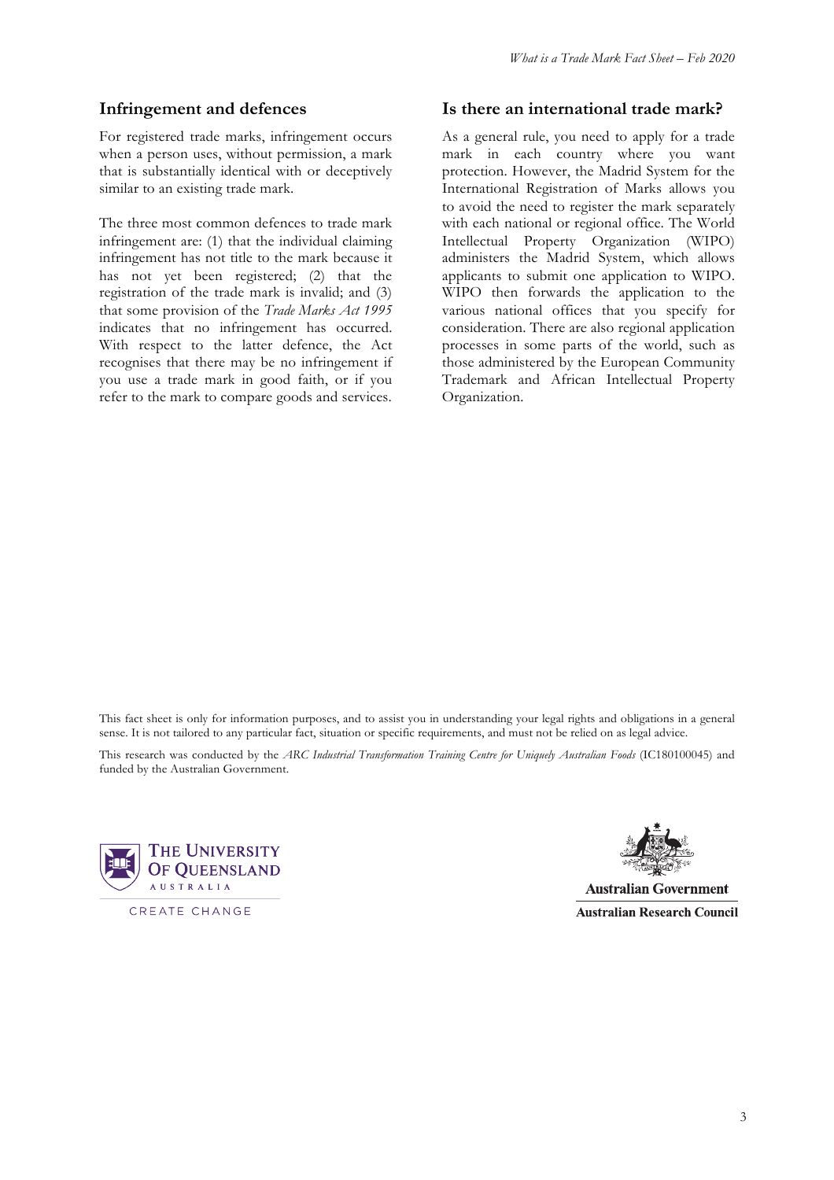## Infringement and defences

For registered trade marks, infringement occurs when a person uses, without permission, a mark that is substantially identical with or deceptively similar to an existing trade mark.

The three most common defences to trade mark infringement are: (1) that the individual claiming infringement has not title to the mark because it has not yet been registered; (2) that the registration of the trade mark is invalid; and (3) that some provision of the *Trade Marks Act 1995* indicates that no infringement has occurred. With respect to the latter defence, the Act recognises that there may be no infringement if you use a trade mark in good faith, or if you refer to the mark to compare goods and services.

## Is there an international trade mark?

As a general rule, you need to apply for a trade mark in each country where you want protection. However, the Madrid System for the International Registration of Marks allows you to avoid the need to register the mark separately with each national or regional office. The World Intellectual Property Organization (WIPO) administers the Madrid System, which allows applicants to submit one application to WIPO. WIPO then forwards the application to the various national offices that you specify for consideration. There are also regional application processes in some parts of the world, such as those administered by the European Community Trademark and African Intellectual Property Organization.

This fact sheet is only for information purposes, and to assist you in understanding your legal rights and obligations in a general sense. It is not tailored to any particular fact, situation or specific requirements, and must not be relied on as legal advice.

This research was conducted by the *ARC Industrial Transformation Training Centre for Uniquely Australian Foods* (IC180100045) and funded by the Australian Government.

THE UNIVERSITY OF QUEENSLAND AUSTRALIA

CREATE CHANGE

Australian Government

Australian Research Council